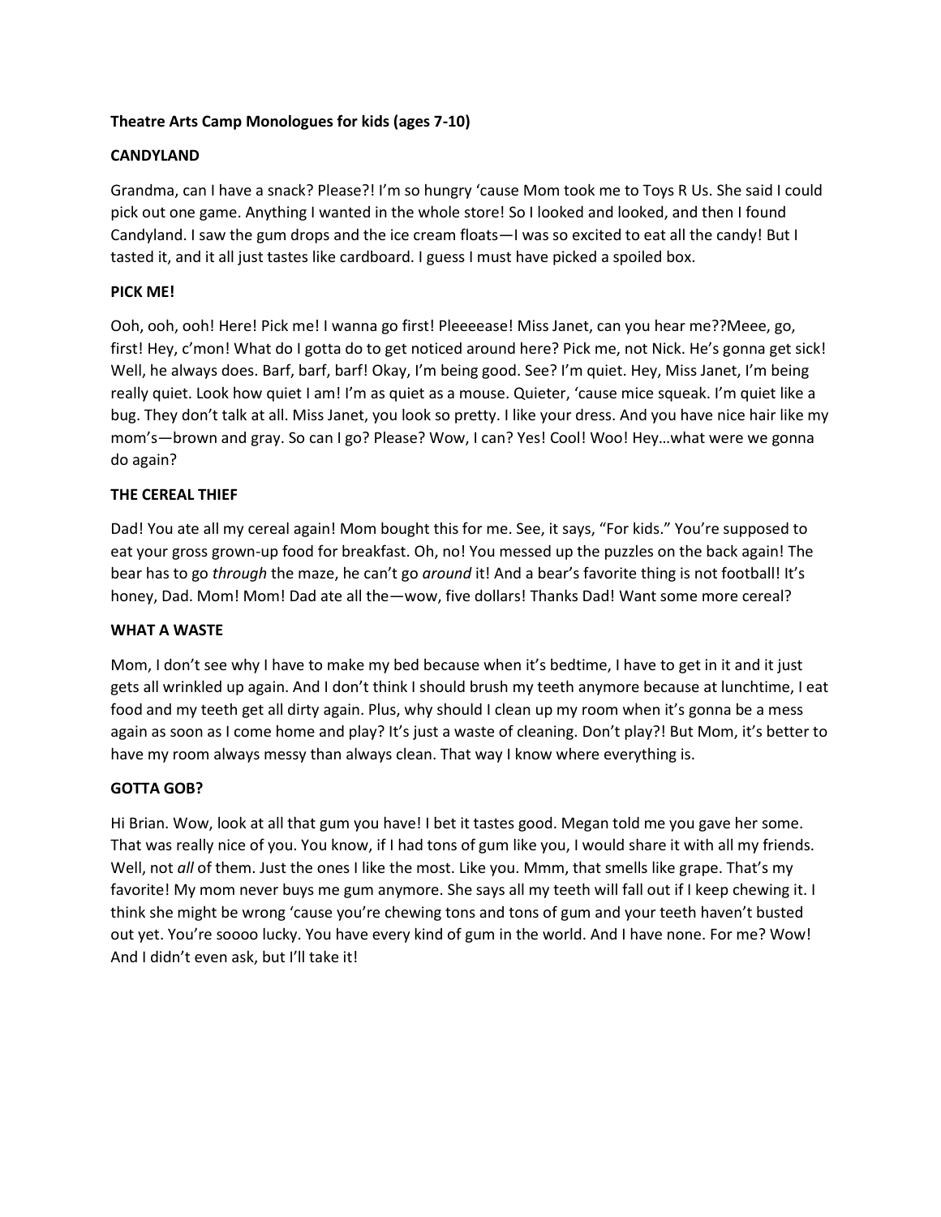**Theatre Arts Camp Monologues for kids (ages 7-10)**

**CANDYLAND**

Grandma, can I have a snack? Please?! I'm so hungry 'cause Mom took me to Toys R Us. She said I could pick out one game. Anything I wanted in the whole store! So I looked and looked, and then I found Candyland. I saw the gum drops and the ice cream floats—I was so excited to eat all the candy! But I tasted it, and it all just tastes like cardboard. I guess I must have picked a spoiled box.

**PICK ME!**

Ooh, ooh, ooh! Here! Pick me! I wanna go first! Pleeeease! Miss Janet, can you hear me??Meee, go, first! Hey, c'mon! What do I gotta do to get noticed around here? Pick me, not Nick. He's gonna get sick! Well, he always does. Barf, barf, barf! Okay, I'm being good. See? I'm quiet. Hey, Miss Janet, I'm being really quiet. Look how quiet I am! I'm as quiet as a mouse. Quieter, 'cause mice squeak. I'm quiet like a bug. They don't talk at all. Miss Janet, you look so pretty. I like your dress. And you have nice hair like my mom's—brown and gray. So can I go? Please? Wow, I can? Yes! Cool! Woo! Hey…what were we gonna do again?

**THE CEREAL THIEF**

Dad! You ate all my cereal again! Mom bought this for me. See, it says, "For kids." You're supposed to eat your gross grown-up food for breakfast. Oh, no! You messed up the puzzles on the back again! The bear has to go *through* the maze, he can't go *around* it! And a bear's favorite thing is not football! It's honey, Dad. Mom! Mom! Dad ate all the—wow, five dollars! Thanks Dad! Want some more cereal?

**WHAT A WASTE**

Mom, I don't see why I have to make my bed because when it's bedtime, I have to get in it and it just gets all wrinkled up again. And I don't think I should brush my teeth anymore because at lunchtime, I eat food and my teeth get all dirty again. Plus, why should I clean up my room when it's gonna be a mess again as soon as I come home and play? It's just a waste of cleaning. Don't play?! But Mom, it's better to have my room always messy than always clean. That way I know where everything is.

**GOTTA GOB?**

Hi Brian. Wow, look at all that gum you have! I bet it tastes good. Megan told me you gave her some. That was really nice of you. You know, if I had tons of gum like you, I would share it with all my friends. Well, not *all* of them. Just the ones I like the most. Like you. Mmm, that smells like grape. That's my favorite! My mom never buys me gum anymore. She says all my teeth will fall out if I keep chewing it. I think she might be wrong 'cause you're chewing tons and tons of gum and your teeth haven't busted out yet. You're soooo lucky. You have every kind of gum in the world. And I have none. For me? Wow! And I didn't even ask, but I'll take it!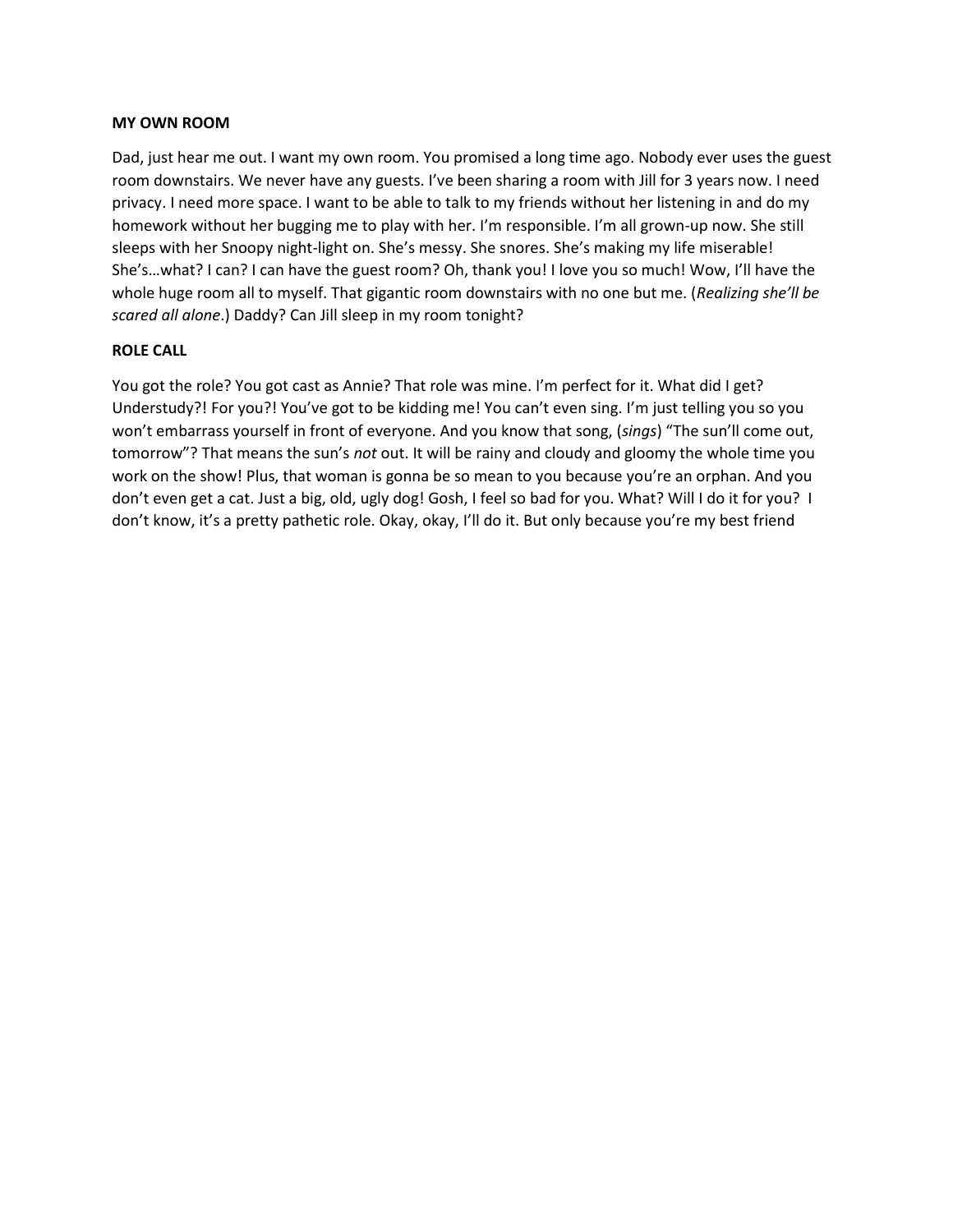**MY OWN ROOM**

Dad, just hear me out. I want my own room. You promised a long time ago. Nobody ever uses the guest room downstairs. We never have any guests. I've been sharing a room with Jill for 3 years now. I need privacy. I need more space. I want to be able to talk to my friends without her listening in and do my homework without her bugging me to play with her. I'm responsible. I'm all grown-up now. She still sleeps with her Snoopy night-light on. She's messy. She snores. She's making my life miserable! She's…what? I can? I can have the guest room? Oh, thank you! I love you so much! Wow, I'll have the whole huge room all to myself. That gigantic room downstairs with no one but me. (*Realizing she'll be scared all alone*.) Daddy? Can Jill sleep in my room tonight?

**ROLE CALL**

You got the role? You got cast as Annie? That role was mine. I'm perfect for it. What did I get? Understudy?! For you?! You've got to be kidding me! You can't even sing. I'm just telling you so you won't embarrass yourself in front of everyone. And you know that song, (*sings*) "The sun'll come out, tomorrow"? That means the sun's *not* out. It will be rainy and cloudy and gloomy the whole time you work on the show! Plus, that woman is gonna be so mean to you because you're an orphan. And you don't even get a cat. Just a big, old, ugly dog! Gosh, I feel so bad for you. What? Will I do it for you? I don't know, it's a pretty pathetic role. Okay, okay, I'll do it. But only because you're my best friend